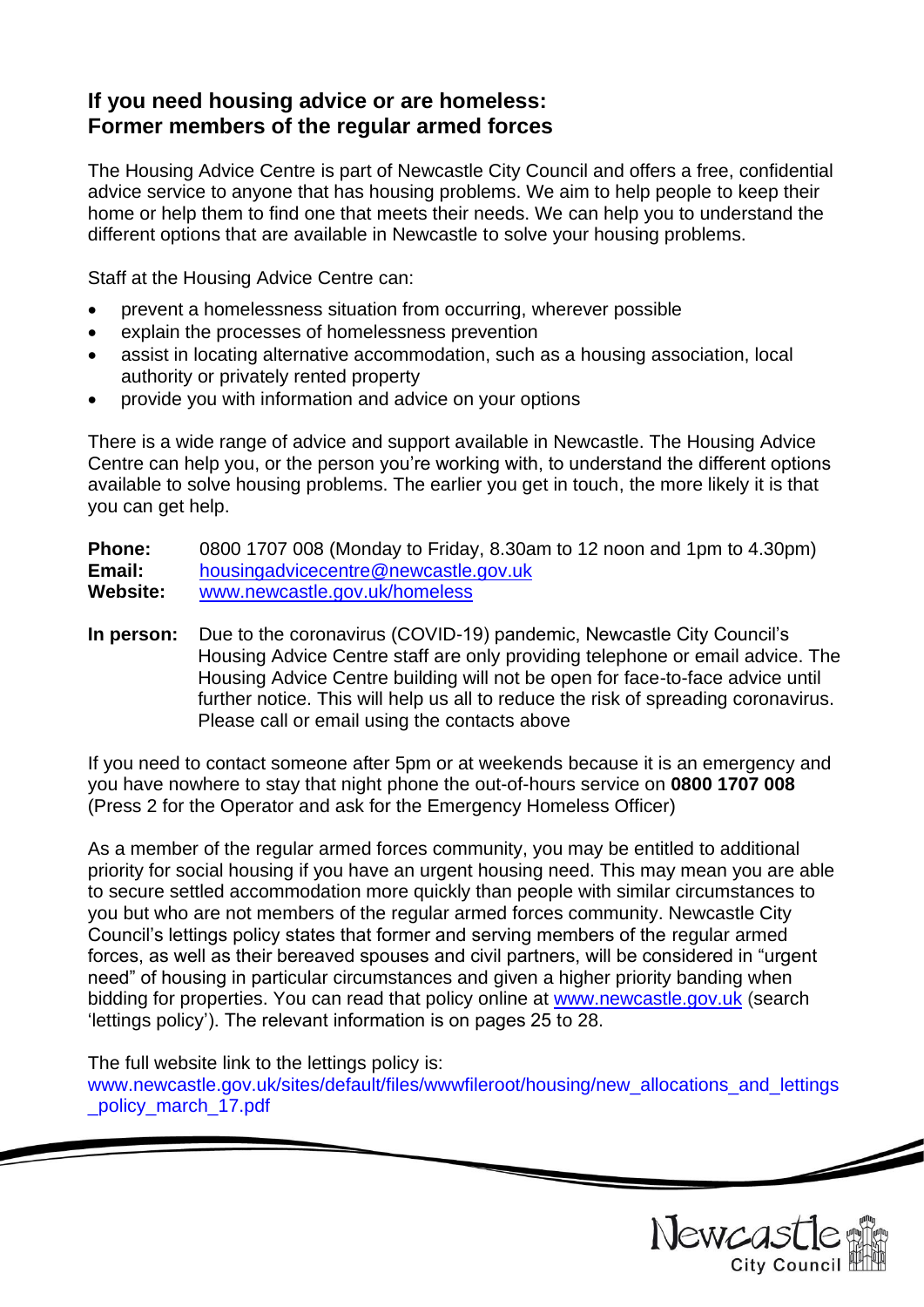## If you need housing advice or are homeless: Former members of the regular armed forces

The Housing Advice Centre is part of Newcastle City Council and offers a free, confidential advice service to anyone that has housing problems. We aim to help people to keep their home or help them to find one that meets their needs. We can help you to understand the different options that are available in Newcastle to solve your housing problems.

Staff at the Housing Advice Centre can:

- prevent a homelessness situation from occurring, wherever possible
- explain the processes of homelessness prevention
- assist in locating alternative accommodation, such as a housing association, local authority or privately rented property
- provide you with information and advice on your options

There is a wide range of advice and support available in Newcastle. The Housing Advice Centre can help you, or the person you're working with, to understand the different options available to solve housing problems. The earlier you get in touch, the more likely it is that you can get help.

**Phone:** 0800 1707 008 (Monday to Friday, 8.30am to 12 noon and 1pm to 4.30pm)
**Email:** housingadvicecentre@newcastle.gov.uk
**Website:** www.newcastle.gov.uk/homeless

**In person:** Due to the coronavirus (COVID-19) pandemic, Newcastle City Council's Housing Advice Centre staff are only providing telephone or email advice. The Housing Advice Centre building will not be open for face-to-face advice until further notice. This will help us all to reduce the risk of spreading coronavirus. Please call or email using the contacts above

If you need to contact someone after 5pm or at weekends because it is an emergency and you have nowhere to stay that night phone the out-of-hours service on **0800 1707 008** (Press 2 for the Operator and ask for the Emergency Homeless Officer)

As a member of the regular armed forces community, you may be entitled to additional priority for social housing if you have an urgent housing need. This may mean you are able to secure settled accommodation more quickly than people with similar circumstances to you but who are not members of the regular armed forces community. Newcastle City Council's lettings policy states that former and serving members of the regular armed forces, as well as their bereaved spouses and civil partners, will be considered in "urgent need" of housing in particular circumstances and given a higher priority banding when bidding for properties. You can read that policy online at www.newcastle.gov.uk (search 'lettings policy'). The relevant information is on pages 25 to 28.

The full website link to the lettings policy is:
www.newcastle.gov.uk/sites/default/files/wwwfileroot/housing/new_allocations_and_lettings_policy_march_17.pdf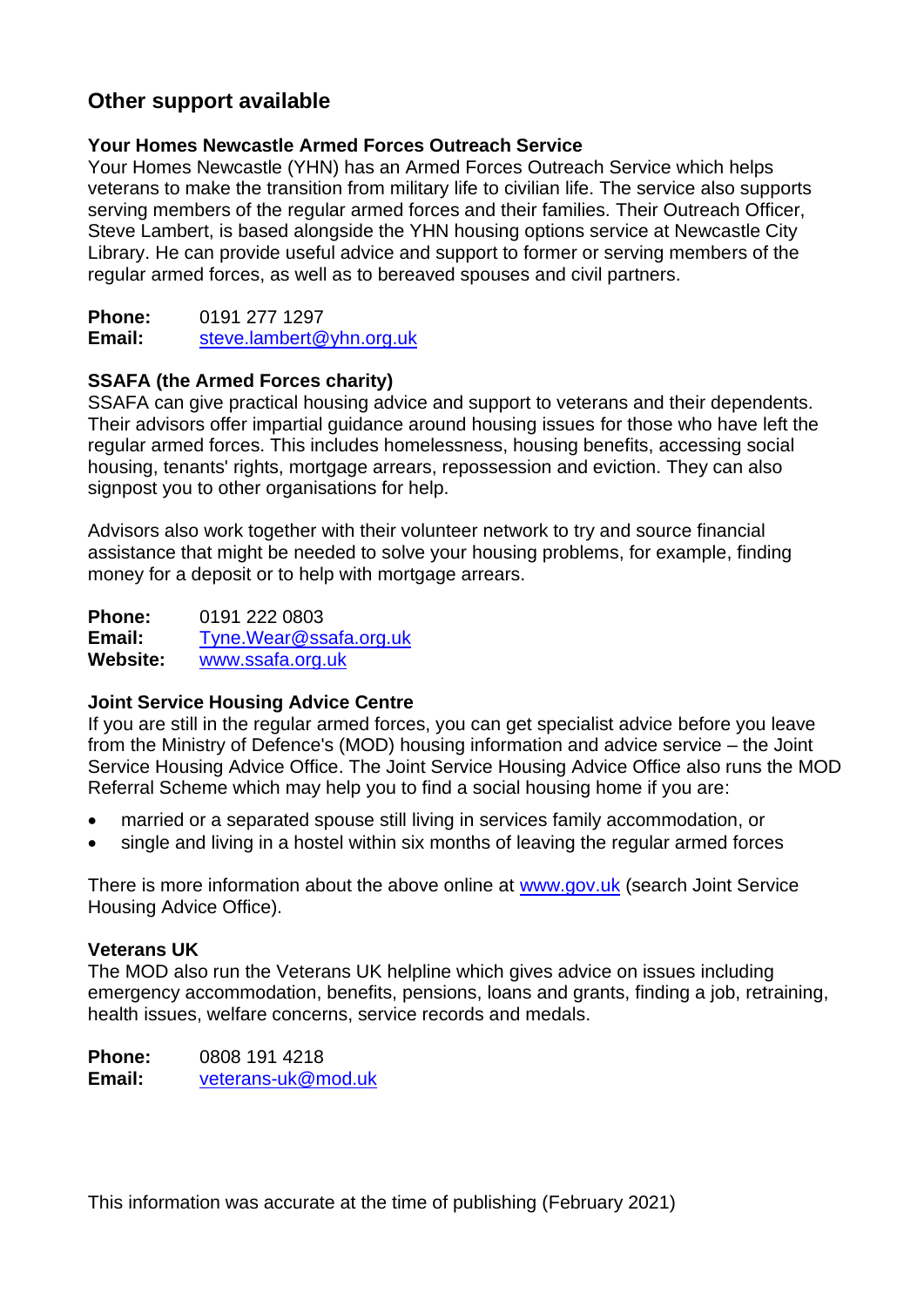## Other support available

### Your Homes Newcastle Armed Forces Outreach Service

Your Homes Newcastle (YHN) has an Armed Forces Outreach Service which helps veterans to make the transition from military life to civilian life. The service also supports serving members of the regular armed forces and their families. Their Outreach Officer, Steve Lambert, is based alongside the YHN housing options service at Newcastle City Library. He can provide useful advice and support to former or serving members of the regular armed forces, as well as to bereaved spouses and civil partners.

**Phone:** 0191 277 1297
**Email:** steve.lambert@yhn.org.uk

### SSAFA (the Armed Forces charity)

SSAFA can give practical housing advice and support to veterans and their dependents. Their advisors offer impartial guidance around housing issues for those who have left the regular armed forces. This includes homelessness, housing benefits, accessing social housing, tenants' rights, mortgage arrears, repossession and eviction. They can also signpost you to other organisations for help.

Advisors also work together with their volunteer network to try and source financial assistance that might be needed to solve your housing problems, for example, finding money for a deposit or to help with mortgage arrears.

**Phone:** 0191 222 0803
**Email:** Tyne.Wear@ssafa.org.uk
**Website:** www.ssafa.org.uk

### Joint Service Housing Advice Centre

If you are still in the regular armed forces, you can get specialist advice before you leave from the Ministry of Defence's (MOD) housing information and advice service – the Joint Service Housing Advice Office. The Joint Service Housing Advice Office also runs the MOD Referral Scheme which may help you to find a social housing home if you are:

- married or a separated spouse still living in services family accommodation, or
- single and living in a hostel within six months of leaving the regular armed forces

There is more information about the above online at www.gov.uk (search Joint Service Housing Advice Office).

### Veterans UK

The MOD also run the Veterans UK helpline which gives advice on issues including emergency accommodation, benefits, pensions, loans and grants, finding a job, retraining, health issues, welfare concerns, service records and medals.

**Phone:** 0808 191 4218
**Email:** veterans-uk@mod.uk

This information was accurate at the time of publishing (February 2021)